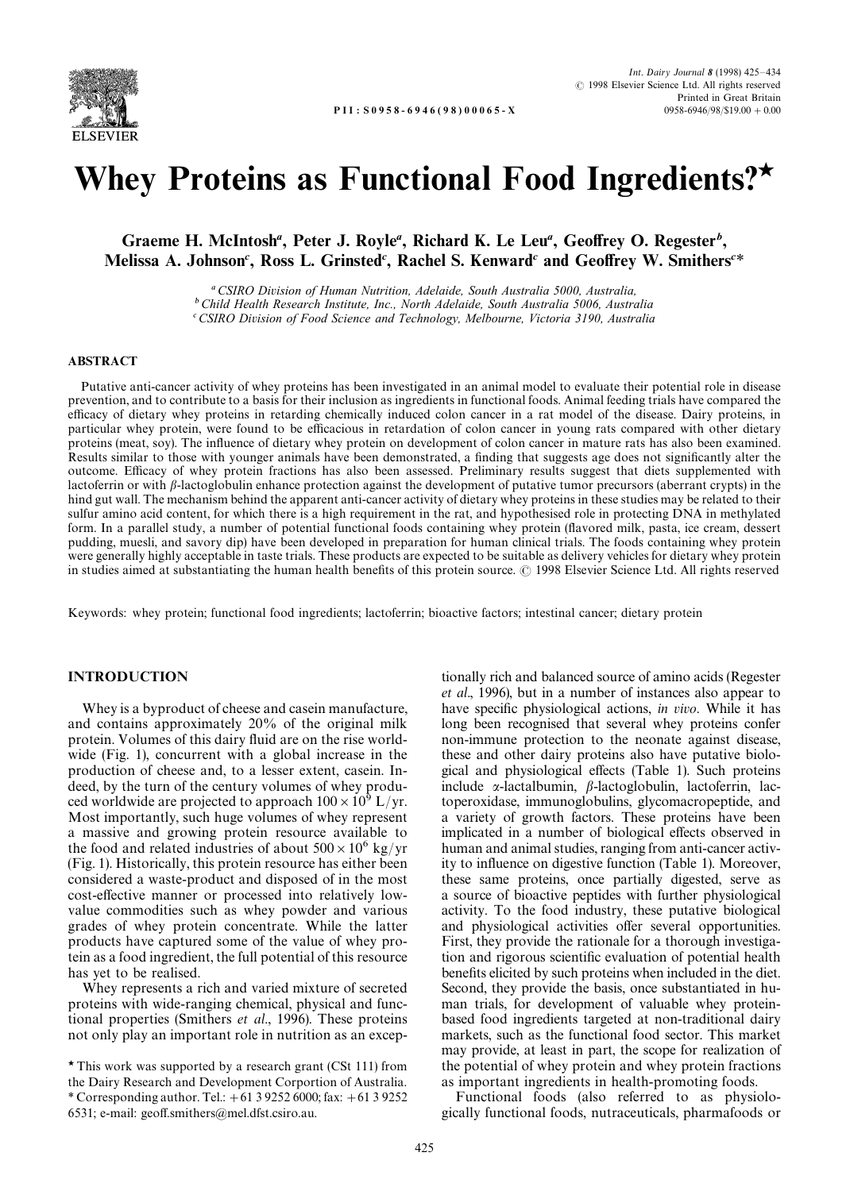# Whey Proteins as Functional Food Ingredients?*

Graeme H. McIntosh[a], Peter J. Royle[a], Richard K. Le Leu[a], Geoffrey O. Regester[b], Melissa A. Johnson[c], Ross L. Grinsted[c], Rachel S. Kenward[c] and Geoffrey W. Smithers[c]*

[a] CSIRO Division of Human Nutrition, Adelaide, South Australia 5000, Australia,
[b] Child Health Research Institute, Inc., North Adelaide, South Australia 5006, Australia
[c] CSIRO Division of Food Science and Technology, Melbourne, Victoria 3190, Australia

## ABSTRACT

Putative anti-cancer activity of whey proteins has been investigated in an animal model to evaluate their potential role in disease prevention, and to contribute to a basis for their inclusion as ingredients in functional foods. Animal feeding trials have compared the efficacy of dietary whey proteins in retarding chemically induced colon cancer in a rat model of the disease. Dairy proteins, in particular whey protein, were found to be efficacious in retardation of colon cancer in young rats compared with other dietary proteins (meat, soy). The influence of dietary whey protein on development of colon cancer in mature rats has also been examined. Results similar to those with younger animals have been demonstrated, a finding that suggests age does not significantly alter the outcome. Efficacy of whey protein fractions has also been assessed. Preliminary results suggest that diets supplemented with lactoferrin or with $\beta$-lactoglobulin enhance protection against the development of putative tumor precursors (aberrant crypts) in the hind gut wall. The mechanism behind the apparent anti-cancer activity of dietary whey proteins in these studies may be related to their sulfur amino acid content, for which there is a high requirement in the rat, and hypothesised role in protecting DNA in methylated form. In a parallel study, a number of potential functional foods containing whey protein (flavored milk, pasta, ice cream, dessert pudding, muesli, and savory dip) have been developed in preparation for human clinical trials. The foods containing whey protein were generally highly acceptable in taste trials. These products are expected to be suitable as delivery vehicles for dietary whey protein in studies aimed at substantiating the human health benefits of this protein source. © 1998 Elsevier Science Ltd. All rights reserved

Keywords: whey protein; functional food ingredients; lactoferrin; bioactive factors; intestinal cancer; dietary protein

## INTRODUCTION

Whey is a byproduct of cheese and casein manufacture, and contains approximately 20% of the original milk protein. Volumes of this dairy fluid are on the rise worldwide (Fig. 1), concurrent with a global increase in the production of cheese and, to a lesser extent, casein. Indeed, by the turn of the century volumes of whey produced worldwide are projected to approach $100 \times 10^9$ L/yr. Most importantly, such huge volumes of whey represent a massive and growing protein resource available to the food and related industries of about $500 \times 10^6$ kg/yr (Fig. 1). Historically, this protein resource has either been considered a waste-product and disposed of in the most cost-effective manner or processed into relatively low-value commodities such as whey powder and various grades of whey protein concentrate. While the latter products have captured some of the value of whey protein as a food ingredient, the full potential of this resource has yet to be realised.

Whey represents a rich and varied mixture of secreted proteins with wide-ranging chemical, physical and functional properties (Smithers *et al*., 1996). These proteins not only play an important role in nutrition as an exceptionally rich and balanced source of amino acids (Regester *et al*., 1996), but in a number of instances also appear to have specific physiological actions, *in vivo*. While it has long been recognised that several whey proteins confer non-immune protection to the neonate against disease, these and other dairy proteins also have putative biological and physiological effects (Table 1). Such proteins include $\alpha$-lactalbumin, $\beta$-lactoglobulin, lactoferrin, lactoperoxidase, immunoglobulins, glycomacropeptide, and a variety of growth factors. These proteins have been implicated in a number of biological effects observed in human and animal studies, ranging from anti-cancer activity to influence on digestive function (Table 1). Moreover, these same proteins, once partially digested, serve as a source of bioactive peptides with further physiological activity. To the food industry, these putative biological and physiological activities offer several opportunities. First, they provide the rationale for a thorough investigation and rigorous scientific evaluation of potential health benefits elicited by such proteins when included in the diet. Second, they provide the basis, once substantiated in human trials, for development of valuable whey protein-based food ingredients targeted at non-traditional dairy markets, such as the functional food sector. This market may provide, at least in part, the scope for realization of the potential of whey protein and whey protein fractions as important ingredients in health-promoting foods.

Functional foods (also referred to as physiologically functional foods, nutraceuticals, pharmafoods or

* This work was supported by a research grant (CSt 111) from the Dairy Research and Development Corportion of Australia.
* Corresponding author. Tel.: +61 3 9252 6000; fax: +61 3 9252 6531; e-mail: geoff.smithers@mel.dfst.csiro.au.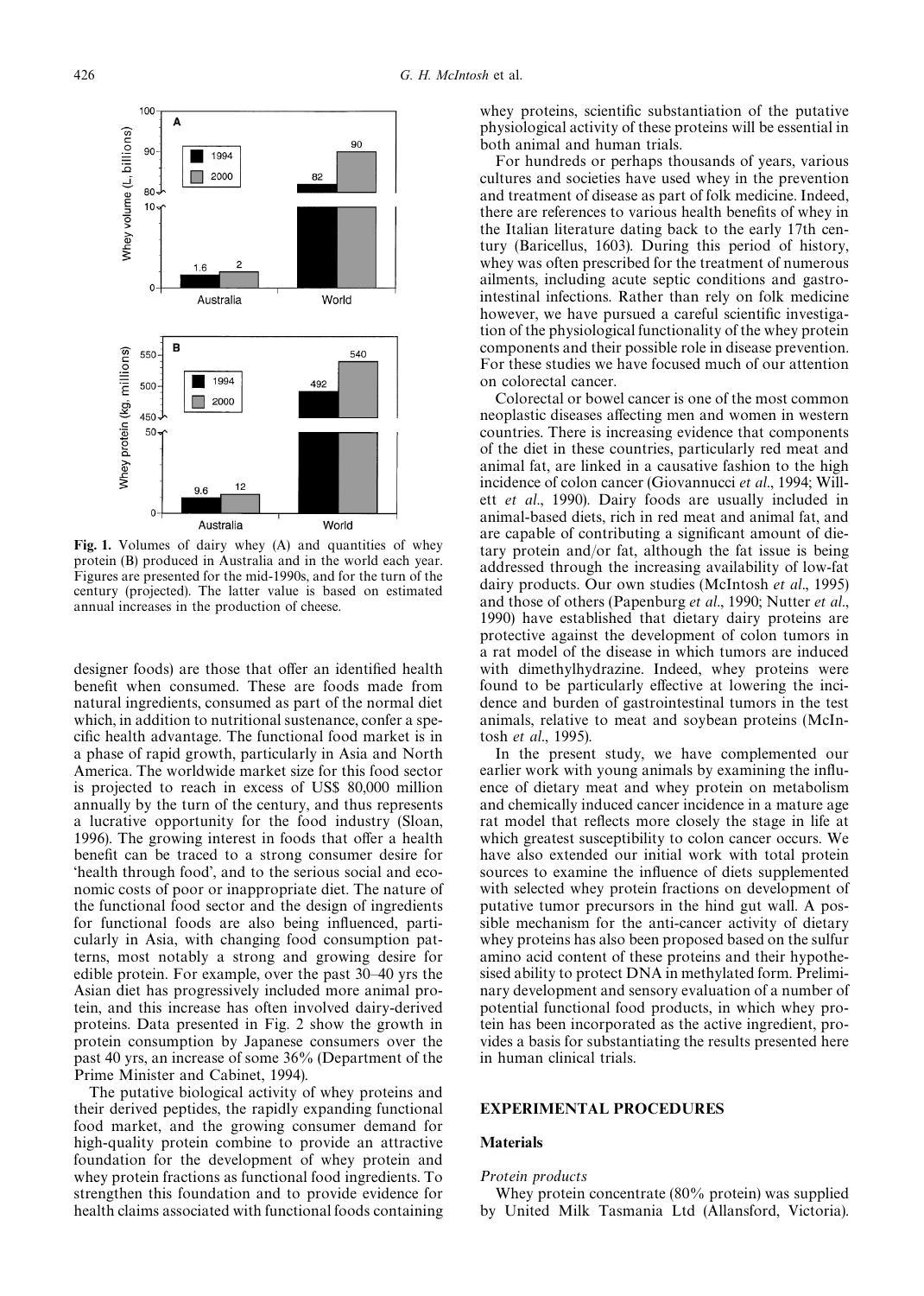Fig. 1. Volumes of dairy whey (A) and quantities of whey protein (B) produced in Australia and in the world each year. Figures are presented for the mid-1990s, and for the turn of the century (projected). The latter value is based on estimated annual increases in the production of cheese.

designer foods) are those that offer an identified health benefit when consumed. These are foods made from natural ingredients, consumed as part of the normal diet which, in addition to nutritional sustenance, confer a specific health advantage. The functional food market is in a phase of rapid growth, particularly in Asia and North America. The worldwide market size for this food sector is projected to reach in excess of US$ 80,000 million annually by the turn of the century, and thus represents a lucrative opportunity for the food industry (Sloan, 1996). The growing interest in foods that offer a health benefit can be traced to a strong consumer desire for 'health through food', and to the serious social and economic costs of poor or inappropriate diet. The nature of the functional food sector and the design of ingredients for functional foods are also being influenced, particularly in Asia, with changing food consumption patterns, most notably a strong and growing desire for edible protein. For example, over the past 30–40 yrs the Asian diet has progressively included more animal protein, and this increase has often involved dairy-derived proteins. Data presented in Fig. 2 show the growth in protein consumption by Japanese consumers over the past 40 yrs, an increase of some 36% (Department of the Prime Minister and Cabinet, 1994).

The putative biological activity of whey proteins and their derived peptides, the rapidly expanding functional food market, and the growing consumer demand for high-quality protein combine to provide an attractive foundation for the development of whey protein and whey protein fractions as functional food ingredients. To strengthen this foundation and to provide evidence for health claims associated with functional foods containing whey proteins, scientific substantiation of the putative physiological activity of these proteins will be essential in both animal and human trials.

For hundreds or perhaps thousands of years, various cultures and societies have used whey in the prevention and treatment of disease as part of folk medicine. Indeed, there are references to various health benefits of whey in the Italian literature dating back to the early 17th century (Baricellus, 1603). During this period of history, whey was often prescribed for the treatment of numerous ailments, including acute septic conditions and gastrointestinal infections. Rather than rely on folk medicine however, we have pursued a careful scientific investigation of the physiological functionality of the whey protein components and their possible role in disease prevention. For these studies we have focused much of our attention on colorectal cancer.

Colorectal or bowel cancer is one of the most common neoplastic diseases affecting men and women in western countries. There is increasing evidence that components of the diet in these countries, particularly red meat and animal fat, are linked in a causative fashion to the high incidence of colon cancer (Giovannucci *et al*., 1994; Willett *et al*., 1990). Dairy foods are usually included in animal-based diets, rich in red meat and animal fat, and are capable of contributing a significant amount of dietary protein and/or fat, although the fat issue is being addressed through the increasing availability of low-fat dairy products. Our own studies (McIntosh *et al*., 1995) and those of others (Papenburg *et al*., 1990; Nutter *et al*., 1990) have established that dietary dairy proteins are protective against the development of colon tumors in a rat model of the disease in which tumors are induced with dimethylhydrazine. Indeed, whey proteins were found to be particularly effective at lowering the incidence and burden of gastrointestinal tumors in the test animals, relative to meat and soybean proteins (McIntosh *et al*., 1995).

In the present study, we have complemented our earlier work with young animals by examining the influence of dietary meat and whey protein on metabolism and chemically induced cancer incidence in a mature age rat model that reflects more closely the stage in life at which greatest susceptibility to colon cancer occurs. We have also extended our initial work with total protein sources to examine the influence of diets supplemented with selected whey protein fractions on development of putative tumor precursors in the hind gut wall. A possible mechanism for the anti-cancer activity of dietary whey proteins has also been proposed based on the sulfur amino acid content of these proteins and their hypothesised ability to protect DNA in methylated form. Preliminary development and sensory evaluation of a number of potential functional food products, in which whey protein has been incorporated as the active ingredient, provides a basis for substantiating the results presented here in human clinical trials.

## EXPERIMENTAL PROCEDURES

### Materials

*Protein products*

Whey protein concentrate (80% protein) was supplied by United Milk Tasmania Ltd (Allansford, Victoria).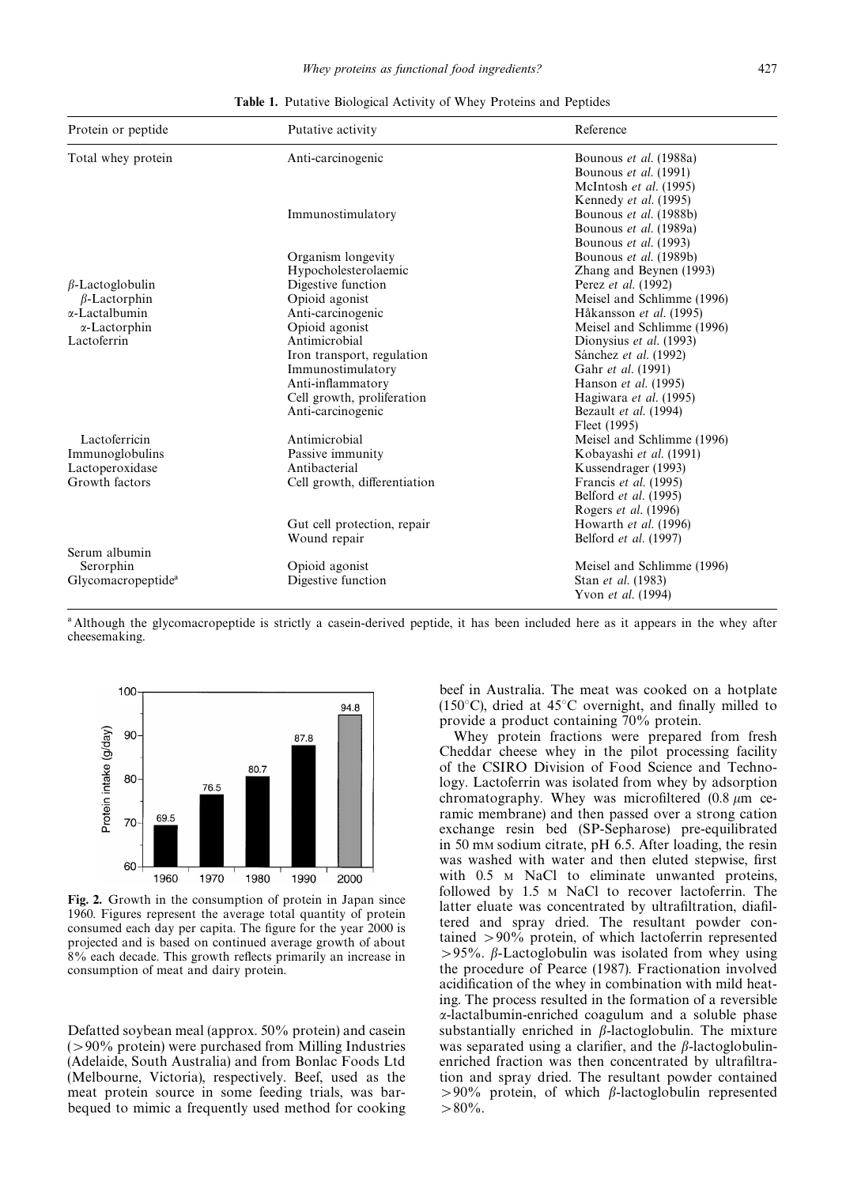**Table 1.** Putative Biological Activity of Whey Proteins and Peptides

| Protein or peptide | Putative activity | Reference |
|---|---|---|
| Total whey protein | Anti-carcinogenic | Bounous *et al.* (1988a) |
| | | Bounous *et al.* (1991) |
| | | McIntosh *et al.* (1995) |
| | | Kennedy *et al.* (1995) |
| | Immunostimulatory | Bounous *et al.* (1988b) |
| | | Bounous *et al.* (1989a) |
| | | Bounous *et al.* (1993) |
| | Organism longevity | Bounous *et al.* (1989b) |
| | Hypocholesterolaemic | Zhang and Beynen (1993) |
| β-Lactoglobulin | Digestive function | Perez *et al.* (1992) |
| β-Lactorphin | Opioid agonist | Meisel and Schlimme (1996) |
| α-Lactalbumin | Anti-carcinogenic | Håkansson *et al.* (1995) |
| α-Lactorphin | Opioid agonist | Meisel and Schlimme (1996) |
| Lactoferrin | Antimicrobial | Dionysius *et al.* (1993) |
| | Iron transport, regulation | Sánchez *et al.* (1992) |
| | Immunostimulatory | Gahr *et al.* (1991) |
| | Anti-inflammatory | Hanson *et al.* (1995) |
| | Cell growth, proliferation | Hagiwara *et al.* (1995) |
| | Anti-carcinogenic | Bezault *et al.* (1994) |
| | | Fleet (1995) |
| Lactoferricin | Antimicrobial | Meisel and Schlimme (1996) |
| Immunoglobulins | Passive immunity | Kobayashi *et al.* (1991) |
| Lactoperoxidase | Antibacterial | Kussendrager (1993) |
| Growth factors | Cell growth, differentiation | Francis *et al.* (1995) |
| | | Belford *et al.* (1995) |
| | | Rogers *et al.* (1996) |
| | Gut cell protection, repair | Howarth *et al.* (1996) |
| | Wound repair | Belford *et al.* (1997) |
| Serum albumin | | |
| Serorphin | Opioid agonist | Meisel and Schlimme (1996) |
| Glycomacropeptide[a] | Digestive function | Stan *et al.* (1983) |
| | | Yvon *et al.* (1994) |

[a] Although the glycomacropeptide is strictly a casein-derived peptide, it has been included here as it appears in the whey after cheesemaking.

**Fig. 2.** Growth in the consumption of protein in Japan since 1960. Figures represent the average total quantity of protein consumed each day per capita. The figure for the year 2000 is projected and is based on continued average growth of about 8% each decade. This growth reflects primarily an increase in consumption of meat and dairy protein.

Defatted soybean meal (approx. 50% protein) and casein (>90% protein) were purchased from Milling Industries (Adelaide, South Australia) and from Bonlac Foods Ltd (Melbourne, Victoria), respectively. Beef, used as the meat protein source in some feeding trials, was barbequed to mimic a frequently used method for cooking beef in Australia. The meat was cooked on a hotplate (150°C), dried at 45°C overnight, and finally milled to provide a product containing 70% protein.

Whey protein fractions were prepared from fresh Cheddar cheese whey in the pilot processing facility of the CSIRO Division of Food Science and Technology. Lactoferrin was isolated from whey by adsorption chromatography. Whey was microfiltered (0.8 μm ceramic membrane) and then passed over a strong cation exchange resin bed (SP-Sepharose) pre-equilibrated in 50 mM sodium citrate, pH 6.5. After loading, the resin was washed with water and then eluted stepwise, first with 0.5 M NaCl to eliminate unwanted proteins, followed by 1.5 M NaCl to recover lactoferrin. The latter eluate was concentrated by ultrafiltration, diafiltered and spray dried. The resultant powder contained >90% protein, of which lactoferrin represented >95%. β-Lactoglobulin was isolated from whey using the procedure of Pearce (1987). Fractionation involved acidification of the whey in combination with mild heating. The process resulted in the formation of a reversible α-lactalbumin-enriched coagulum and a soluble phase substantially enriched in β-lactoglobulin. The mixture was separated using a clarifier, and the β-lactoglobulin-enriched fraction was then concentrated by ultrafiltration and spray dried. The resultant powder contained >90% protein, of which β-lactoglobulin represented >80%.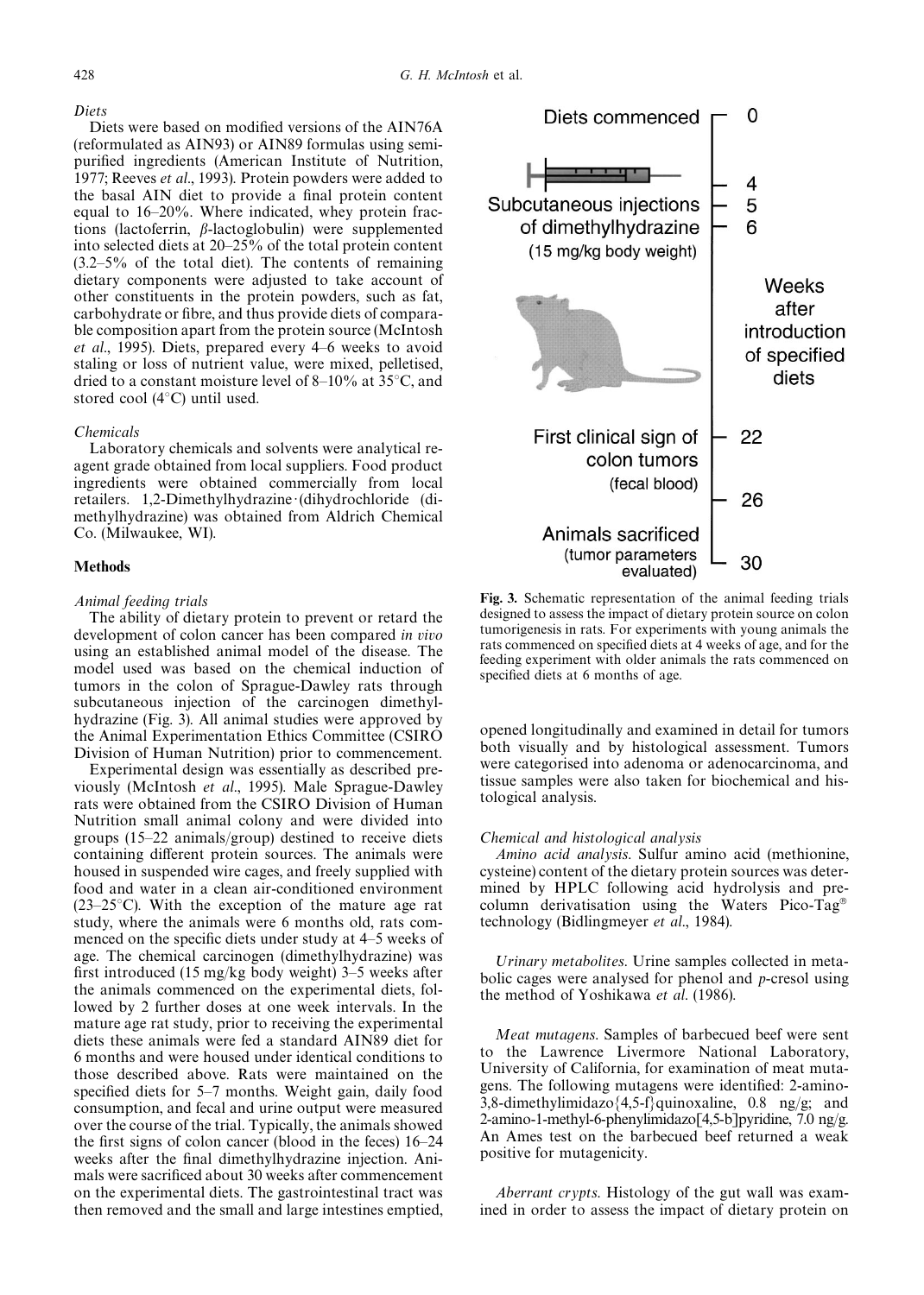*Diets*

Diets were based on modified versions of the AIN76A (reformulated as AIN93) or AIN89 formulas using semi-purified ingredients (American Institute of Nutrition, 1977; Reeves *et al*., 1993). Protein powders were added to the basal AIN diet to provide a final protein content equal to 16–20%. Where indicated, whey protein fractions (lactoferrin, β-lactoglobulin) were supplemented into selected diets at 20–25% of the total protein content (3.2–5% of the total diet). The contents of remaining dietary components were adjusted to take account of other constituents in the protein powders, such as fat, carbohydrate or fibre, and thus provide diets of comparable composition apart from the protein source (McIntosh *et al*., 1995). Diets, prepared every 4–6 weeks to avoid staling or loss of nutrient value, were mixed, pelletised, dried to a constant moisture level of 8–10% at 35°C, and stored cool (4°C) until used.

*Chemicals*

Laboratory chemicals and solvents were analytical reagent grade obtained from local suppliers. Food product ingredients were obtained commercially from local retailers. 1,2-Dimethylhydrazine·(dihydrochloride (dimethylhydrazine) was obtained from Aldrich Chemical Co. (Milwaukee, WI).

## Methods

*Animal feeding trials*

The ability of dietary protein to prevent or retard the development of colon cancer has been compared *in vivo* using an established animal model of the disease. The model used was based on the chemical induction of tumors in the colon of Sprague-Dawley rats through subcutaneous injection of the carcinogen dimethylhydrazine (Fig. 3). All animal studies were approved by the Animal Experimentation Ethics Committee (CSIRO Division of Human Nutrition) prior to commencement.

Experimental design was essentially as described previously (McIntosh *et al*., 1995). Male Sprague-Dawley rats were obtained from the CSIRO Division of Human Nutrition small animal colony and were divided into groups (15–22 animals/group) destined to receive diets containing different protein sources. The animals were housed in suspended wire cages, and freely supplied with food and water in a clean air-conditioned environment (23–25°C). With the exception of the mature age rat study, where the animals were 6 months old, rats commenced on the specific diets under study at 4–5 weeks of age. The chemical carcinogen (dimethylhydrazine) was first introduced (15 mg/kg body weight) 3–5 weeks after the animals commenced on the experimental diets, followed by 2 further doses at one week intervals. In the mature age rat study, prior to receiving the experimental diets these animals were fed a standard AIN89 diet for 6 months and were housed under identical conditions to those described above. Rats were maintained on the specified diets for 5–7 months. Weight gain, daily food consumption, and fecal and urine output were measured over the course of the trial. Typically, the animals showed the first signs of colon cancer (blood in the feces) 16–24 weeks after the final dimethylhydrazine injection. Animals were sacrificed about 30 weeks after commencement on the experimental diets. The gastrointestinal tract was then removed and the small and large intestines emptied, opened longitudinally and examined in detail for tumors both visually and by histological assessment. Tumors were categorised into adenoma or adenocarcinoma, and tissue samples were also taken for biochemical and histological analysis.

Diets commenced — 0; Subcutaneous injections of dimethylhydrazine (15 mg/kg body weight) — 4, 5, 6; Weeks after introduction of specified diets; First clinical sign of colon tumors (fecal blood) — 22, 26; Animals sacrificed (tumor parameters evaluated) — 30

**Fig. 3.** Schematic representation of the animal feeding trials designed to assess the impact of dietary protein source on colon tumorigenesis in rats. For experiments with young animals the rats commenced on specified diets at 4 weeks of age, and for the feeding experiment with older animals the rats commenced on specified diets at 6 months of age.

*Chemical and histological analysis*

*Amino acid analysis.* Sulfur amino acid (methionine, cysteine) content of the dietary protein sources was determined by HPLC following acid hydrolysis and pre-column derivatisation using the Waters Pico-Tag® technology (Bidlingmeyer *et al*., 1984).

*Urinary metabolites.* Urine samples collected in metabolic cages were analysed for phenol and *p*-cresol using the method of Yoshikawa *et al*. (1986).

*Meat mutagens.* Samples of barbecued beef were sent to the Lawrence Livermore National Laboratory, University of California, for examination of meat mutagens. The following mutagens were identified: 2-amino-3,8-dimethylimidazo{4,5-f}quinoxaline, 0.8 ng/g; and 2-amino-1-methyl-6-phenylimidazo[4,5-b]pyridine, 7.0 ng/g. An Ames test on the barbecued beef returned a weak positive for mutagenicity.

*Aberrant crypts.* Histology of the gut wall was examined in order to assess the impact of dietary protein on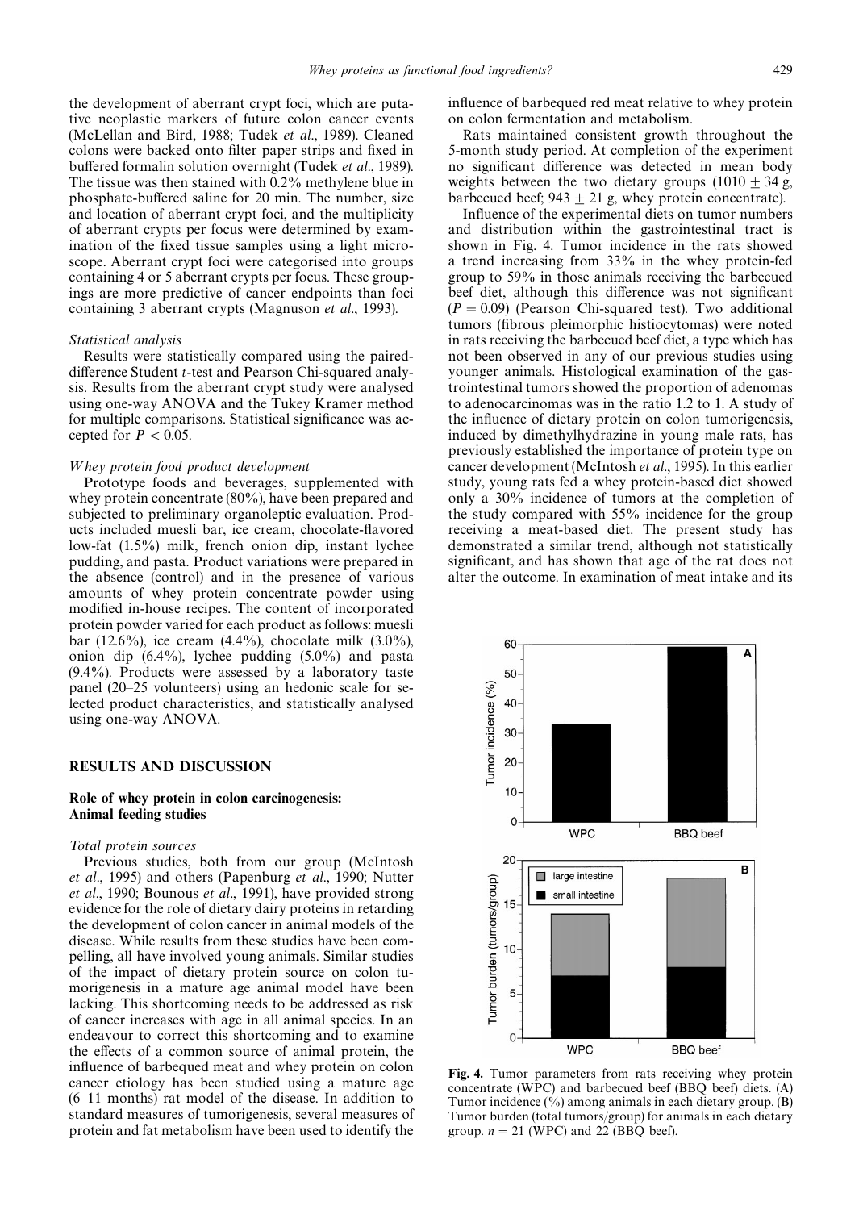the development of aberrant crypt foci, which are putative neoplastic markers of future colon cancer events (McLellan and Bird, 1988; Tudek *et al*., 1989). Cleaned colons were backed onto filter paper strips and fixed in buffered formalin solution overnight (Tudek *et al*., 1989). The tissue was then stained with 0.2% methylene blue in phosphate-buffered saline for 20 min. The number, size and location of aberrant crypt foci, and the multiplicity of aberrant crypts per focus were determined by examination of the fixed tissue samples using a light microscope. Aberrant crypt foci were categorised into groups containing 4 or 5 aberrant crypts per focus. These groupings are more predictive of cancer endpoints than foci containing 3 aberrant crypts (Magnuson *et al*., 1993).

*Statistical analysis*

Results were statistically compared using the paired-difference Student *t*-test and Pearson Chi-squared analysis. Results from the aberrant crypt study were analysed using one-way ANOVA and the Tukey Kramer method for multiple comparisons. Statistical significance was accepted for $P < 0.05$.

*Whey protein food product development*

Prototype foods and beverages, supplemented with whey protein concentrate (80%), have been prepared and subjected to preliminary organoleptic evaluation. Products included muesli bar, ice cream, chocolate-flavored low-fat (1.5%) milk, french onion dip, instant lychee pudding, and pasta. Product variations were prepared in the absence (control) and in the presence of various amounts of whey protein concentrate powder using modified in-house recipes. The content of incorporated protein powder varied for each product as follows: muesli bar (12.6%), ice cream (4.4%), chocolate milk (3.0%), onion dip (6.4%), lychee pudding (5.0%) and pasta (9.4%). Products were assessed by a laboratory taste panel (20–25 volunteers) using an hedonic scale for selected product characteristics, and statistically analysed using one-way ANOVA.

## RESULTS AND DISCUSSION

### Role of whey protein in colon carcinogenesis: Animal feeding studies

*Total protein sources*

Previous studies, both from our group (McIntosh *et al*., 1995) and others (Papenburg *et al*., 1990; Nutter *et al*., 1990; Bounous *et al*., 1991), have provided strong evidence for the role of dietary dairy proteins in retarding the development of colon cancer in animal models of the disease. While results from these studies have been compelling, all have involved young animals. Similar studies of the impact of dietary protein source on colon tumorigenesis in a mature age animal model have been lacking. This shortcoming needs to be addressed as risk of cancer increases with age in all animal species. In an endeavour to correct this shortcoming and to examine the effects of a common source of animal protein, the influence of barbequed meat and whey protein on colon cancer etiology has been studied using a mature age (6–11 months) rat model of the disease. In addition to standard measures of tumorigenesis, several measures of protein and fat metabolism have been used to identify the influence of barbequed red meat relative to whey protein on colon fermentation and metabolism.

Rats maintained consistent growth throughout the 5-month study period. At completion of the experiment no significant difference was detected in mean body weights between the two dietary groups ($1010 \pm 34$ g, barbecued beef; $943 \pm 21$ g, whey protein concentrate).

Influence of the experimental diets on tumor numbers and distribution within the gastrointestinal tract is shown in Fig. 4. Tumor incidence in the rats showed a trend increasing from 33% in the whey protein-fed group to 59% in those animals receiving the barbecued beef diet, although this difference was not significant ($P = 0.09$) (Pearson Chi-squared test). Two additional tumors (fibrous pleimorphic histiocytomas) were noted in rats receiving the barbecued beef diet, a type which has not been observed in any of our previous studies using younger animals. Histological examination of the gastrointestinal tumors showed the proportion of adenomas to adenocarcinomas was in the ratio 1.2 to 1. A study of the influence of dietary protein on colon tumorigenesis, induced by dimethylhydrazine in young male rats, has previously established the importance of protein type on cancer development (McIntosh *et al*., 1995). In this earlier study, young rats fed a whey protein-based diet showed only a 30% incidence of tumors at the completion of the study compared with 55% incidence for the group receiving a meat-based diet. The present study has demonstrated a similar trend, although not statistically significant, and has shown that age of the rat does not alter the outcome. In examination of meat intake and its

**Fig. 4.** Tumor parameters from rats receiving whey protein concentrate (WPC) and barbecued beef (BBQ beef) diets. (A) Tumor incidence (%) among animals in each dietary group. (B) Tumor burden (total tumors/group) for animals in each dietary group. $n = 21$ (WPC) and 22 (BBQ beef).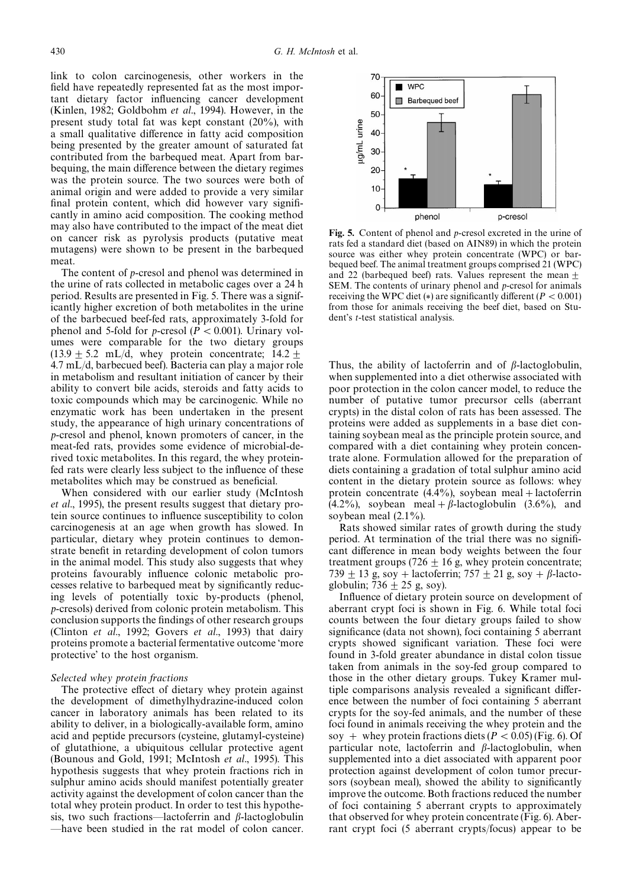link to colon carcinogenesis, other workers in the field have repeatedly represented fat as the most important dietary factor influencing cancer development (Kinlen, 1982; Goldbohm *et al*., 1994). However, in the present study total fat was kept constant (20%), with a small qualitative difference in fatty acid composition being presented by the greater amount of saturated fat contributed from the barbequed meat. Apart from barbequing, the main difference between the dietary regimes was the protein source. The two sources were both of animal origin and were added to provide a very similar final protein content, which did however vary significantly in amino acid composition. The cooking method may also have contributed to the impact of the meat diet on cancer risk as pyrolysis products (putative meat mutagens) were shown to be present in the barbequed meat.

The content of *p*-cresol and phenol was determined in the urine of rats collected in metabolic cages over a 24 h period. Results are presented in Fig. 5. There was a significantly higher excretion of both metabolites in the urine of the barbecued beef-fed rats, approximately 3-fold for phenol and 5-fold for *p*-cresol ($P < 0.001$). Urinary volumes were comparable for the two dietary groups ($13.9 \pm 5.2$ mL/d, whey protein concentrate; $14.2 \pm 4.7$ mL/d, barbecued beef). Bacteria can play a major role in metabolism and resultant initiation of cancer by their ability to convert bile acids, steroids and fatty acids to toxic compounds which may be carcinogenic. While no enzymatic work has been undertaken in the present study, the appearance of high urinary concentrations of *p*-cresol and phenol, known promoters of cancer, in the meat-fed rats, provides some evidence of microbial-derived toxic metabolites. In this regard, the whey protein-fed rats were clearly less subject to the influence of these metabolites which may be construed as beneficial.

When considered with our earlier study (McIntosh *et al*., 1995), the present results suggest that dietary protein source continues to influence susceptibility to colon carcinogenesis at an age when growth has slowed. In particular, dietary whey protein continues to demonstrate benefit in retarding development of colon tumors in the animal model. This study also suggests that whey proteins favourably influence colonic metabolic processes relative to barbequed meat by significantly reducing levels of potentially toxic by-products (phenol, *p*-cresols) derived from colonic protein metabolism. This conclusion supports the findings of other research groups (Clinton *et al*., 1992; Govers *et al*., 1993) that dairy proteins promote a bacterial fermentative outcome 'more protective' to the host organism.

### *Selected whey protein fractions*

The protective effect of dietary whey protein against the development of dimethylhydrazine-induced colon cancer in laboratory animals has been related to its ability to deliver, in a biologically-available form, amino acid and peptide precursors (cysteine, glutamyl-cysteine) of glutathione, a ubiquitous cellular protective agent (Bounous and Gold, 1991; McIntosh *et al*., 1995). This hypothesis suggests that whey protein fractions rich in sulphur amino acids should manifest potentially greater activity against the development of colon cancer than the total whey protein product. In order to test this hypothesis, two such fractions—lactoferrin and $\beta$-lactoglobulin—have been studied in the rat model of colon cancer.

**Fig. 5.** Content of phenol and *p*-cresol excreted in the urine of rats fed a standard diet (based on AIN89) in which the protein source was either whey protein concentrate (WPC) or barbequed beef. The animal treatment groups comprised 21 (WPC) and 22 (barbequed beef) rats. Values represent the mean $\pm$ SEM. The contents of urinary phenol and *p*-cresol for animals receiving the WPC diet (*) are significantly different ($P < 0.001$) from those for animals receiving the beef diet, based on Student's *t*-test statistical analysis.

Thus, the ability of lactoferrin and of $\beta$-lactoglobulin, when supplemented into a diet otherwise associated with poor protection in the colon cancer model, to reduce the number of putative tumor precursor cells (aberrant crypts) in the distal colon of rats has been assessed. The proteins were added as supplements in a base diet containing soybean meal as the principle protein source, and compared with a diet containing whey protein concentrate alone. Formulation allowed for the preparation of diets containing a gradation of total sulphur amino acid content in the dietary protein source as follows: whey protein concentrate (4.4%), soybean meal + lactoferrin (4.2%), soybean meal + $\beta$-lactoglobulin (3.6%), and soybean meal (2.1%).

Rats showed similar rates of growth during the study period. At termination of the trial there was no significant difference in mean body weights between the four treatment groups ($726 \pm 16$ g, whey protein concentrate; $739 \pm 13$ g, soy + lactoferrin; $757 \pm 21$ g, soy + $\beta$-lactoglobulin; $736 \pm 25$ g, soy).

Influence of dietary protein source on development of aberrant crypt foci is shown in Fig. 6. While total foci counts between the four dietary groups failed to show significance (data not shown), foci containing 5 aberrant crypts showed significant variation. These foci were found in 3-fold greater abundance in distal colon tissue taken from animals in the soy-fed group compared to those in the other dietary groups. Tukey Kramer multiple comparisons analysis revealed a significant difference between the number of foci containing 5 aberrant crypts for the soy-fed animals, and the number of these foci found in animals receiving the whey protein and the soy + whey protein fractions diets ($P < 0.05$) (Fig. 6). Of particular note, lactoferrin and $\beta$-lactoglobulin, when supplemented into a diet associated with apparent poor protection against development of colon tumor precursors (soybean meal), showed the ability to significantly improve the outcome. Both fractions reduced the number of foci containing 5 aberrant crypts to approximately that observed for whey protein concentrate (Fig. 6). Aberrant crypt foci (5 aberrant crypts/focus) appear to be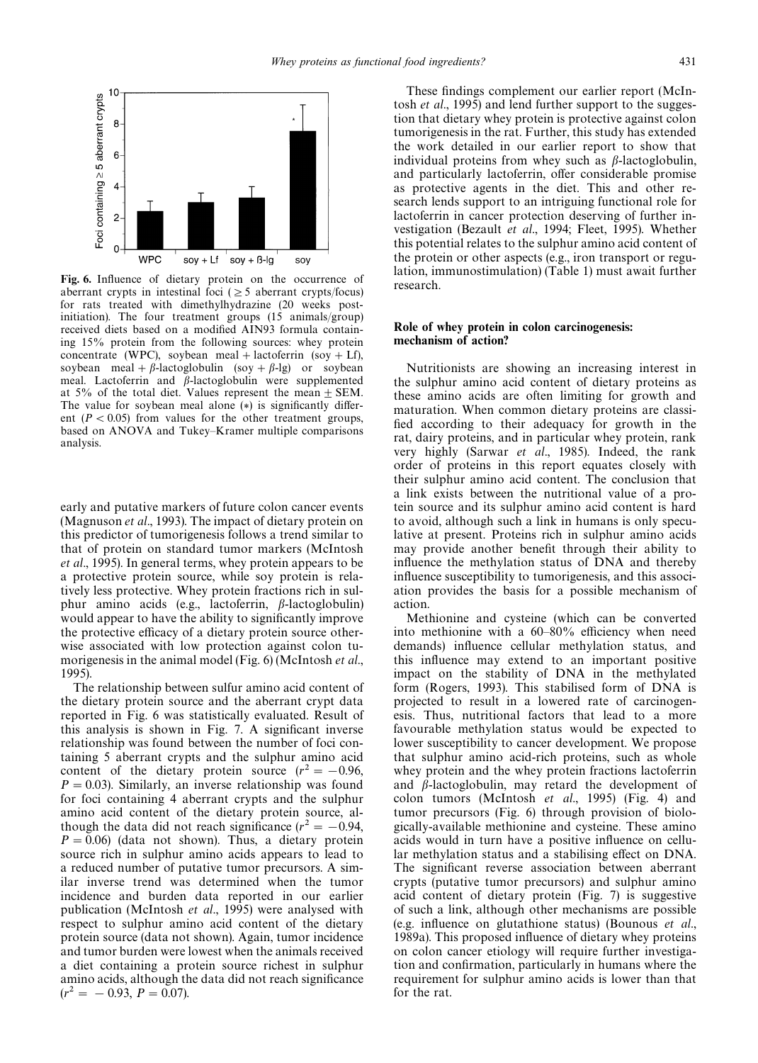Fig. 6. Influence of dietary protein on the occurrence of aberrant crypts in intestinal foci ($\geq 5$ aberrant crypts/focus) for rats treated with dimethylhydrazine (20 weeks post-initiation). The four treatment groups (15 animals/group) received diets based on a modified AIN93 formula containing 15% protein from the following sources: whey protein concentrate (WPC), soybean meal + lactoferrin (soy + Lf), soybean meal + $\beta$-lactoglobulin (soy + $\beta$-lg) or soybean meal. Lactoferrin and $\beta$-lactoglobulin were supplemented at 5% of the total diet. Values represent the mean ± SEM. The value for soybean meal alone (*) is significantly different ($P < 0.05$) from values for the other treatment groups, based on ANOVA and Tukey–Kramer multiple comparisons analysis.

early and putative markers of future colon cancer events (Magnuson *et al*., 1993). The impact of dietary protein on this predictor of tumorigenesis follows a trend similar to that of protein on standard tumor markers (McIntosh *et al*., 1995). In general terms, whey protein appears to be a protective protein source, while soy protein is relatively less protective. Whey protein fractions rich in sulphur amino acids (e.g., lactoferrin, $\beta$-lactoglobulin) would appear to have the ability to significantly improve the protective efficacy of a dietary protein source otherwise associated with low protection against colon tumorigenesis in the animal model (Fig. 6) (McIntosh *et al*., 1995).

The relationship between sulfur amino acid content of the dietary protein source and the aberrant crypt data reported in Fig. 6 was statistically evaluated. Result of this analysis is shown in Fig. 7. A significant inverse relationship was found between the number of foci containing 5 aberrant crypts and the sulphur amino acid content of the dietary protein source ($r^2 = -0.96$, $P = 0.03$). Similarly, an inverse relationship was found for foci containing 4 aberrant crypts and the sulphur amino acid content of the dietary protein source, although the data did not reach significance ($r^2 = -0.94$, $P = 0.06$) (data not shown). Thus, a dietary protein source rich in sulphur amino acids appears to lead to a reduced number of putative tumor precursors. A similar inverse trend was determined when the tumor incidence and burden data reported in our earlier publication (McIntosh *et al*., 1995) were analysed with respect to sulphur amino acid content of the dietary protein source (data not shown). Again, tumor incidence and tumor burden were lowest when the animals received a diet containing a protein source richest in sulphur amino acids, although the data did not reach significance ($r^2 = -0.93$, $P = 0.07$).

These findings complement our earlier report (McIntosh *et al*., 1995) and lend further support to the suggestion that dietary whey protein is protective against colon tumorigenesis in the rat. Further, this study has extended the work detailed in our earlier report to show that individual proteins from whey such as $\beta$-lactoglobulin, and particularly lactoferrin, offer considerable promise as protective agents in the diet. This and other research lends support to an intriguing functional role for lactoferrin in cancer protection deserving of further investigation (Bezault *et al*., 1994; Fleet, 1995). Whether this potential relates to the sulphur amino acid content of the protein or other aspects (e.g., iron transport or regulation, immunostimulation) (Table 1) must await further research.

## Role of whey protein in colon carcinogenesis: mechanism of action?

Nutritionists are showing an increasing interest in the sulphur amino acid content of dietary proteins as these amino acids are often limiting for growth and maturation. When common dietary proteins are classified according to their adequacy for growth in the rat, dairy proteins, and in particular whey protein, rank very highly (Sarwar *et al*., 1985). Indeed, the rank order of proteins in this report equates closely with their sulphur amino acid content. The conclusion that a link exists between the nutritional value of a protein source and its sulphur amino acid content is hard to avoid, although such a link in humans is only speculative at present. Proteins rich in sulphur amino acids may provide another benefit through their ability to influence the methylation status of DNA and thereby influence susceptibility to tumorigenesis, and this association provides the basis for a possible mechanism of action.

Methionine and cysteine (which can be converted into methionine with a 60–80% efficiency when need demands) influence cellular methylation status, and this influence may extend to an important positive impact on the stability of DNA in the methylated form (Rogers, 1993). This stabilised form of DNA is projected to result in a lowered rate of carcinogenesis. Thus, nutritional factors that lead to a more favourable methylation status would be expected to lower susceptibility to cancer development. We propose that sulphur amino acid-rich proteins, such as whole whey protein and the whey protein fractions lactoferrin and $\beta$-lactoglobulin, may retard the development of colon tumors (McIntosh *et al*., 1995) (Fig. 4) and tumor precursors (Fig. 6) through provision of biologically-available methionine and cysteine. These amino acids would in turn have a positive influence on cellular methylation status and a stabilising effect on DNA. The significant reverse association between aberrant crypts (putative tumor precursors) and sulphur amino acid content of dietary protein (Fig. 7) is suggestive of such a link, although other mechanisms are possible (e.g. influence on glutathione status) (Bounous *et al*., 1989a). This proposed influence of dietary whey proteins on colon cancer etiology will require further investigation and confirmation, particularly in humans where the requirement for sulphur amino acids is lower than that for the rat.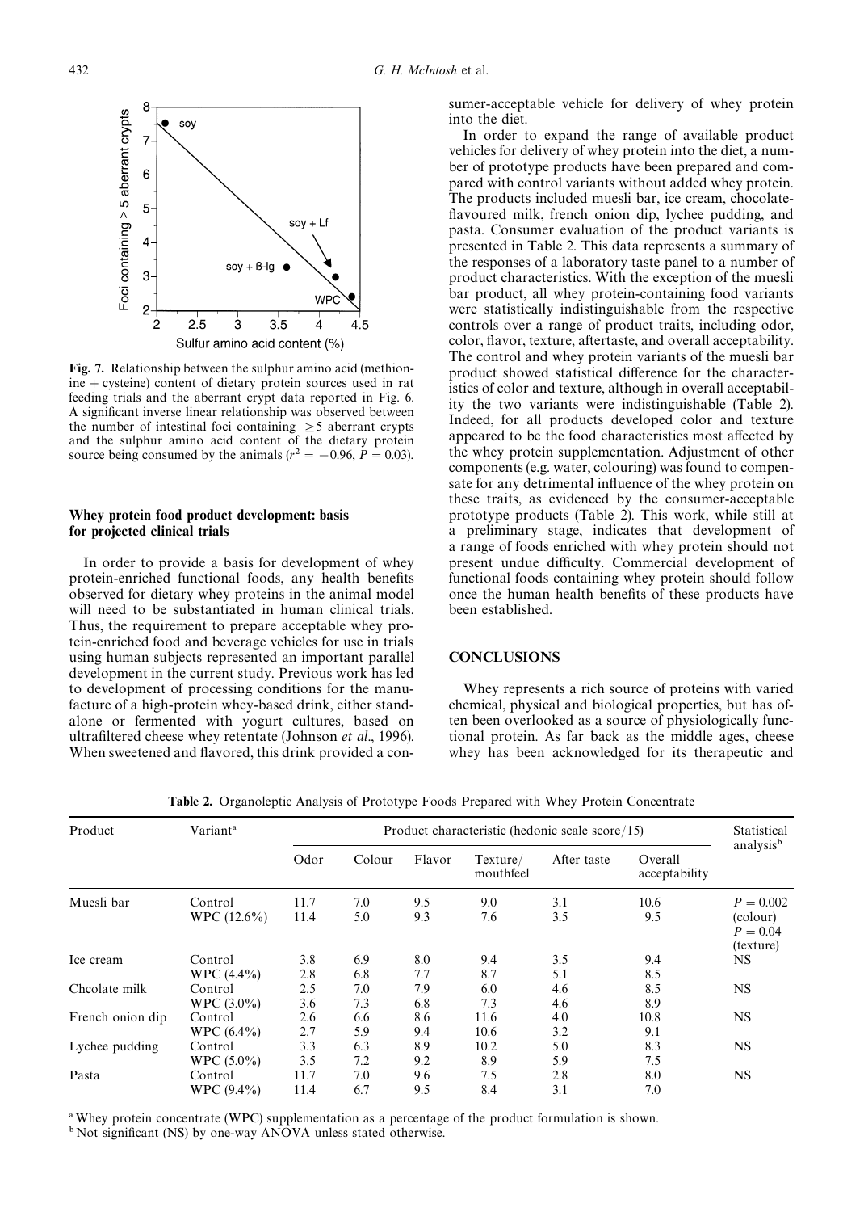Fig. 7. Relationship between the sulphur amino acid (methionine + cysteine) content of dietary protein sources used in rat feeding trials and the aberrant crypt data reported in Fig. 6. A significant inverse linear relationship was observed between the number of intestinal foci containing $\geq 5$ aberrant crypts and the sulphur amino acid content of the dietary protein source being consumed by the animals ($r^2 = -0.96$, $P = 0.03$).

## Whey protein food product development: basis for projected clinical trials

In order to provide a basis for development of whey protein-enriched functional foods, any health benefits observed for dietary whey proteins in the animal model will need to be substantiated in human clinical trials. Thus, the requirement to prepare acceptable whey protein-enriched food and beverage vehicles for use in trials using human subjects represented an important parallel development in the current study. Previous work has led to development of processing conditions for the manufacture of a high-protein whey-based drink, either standalone or fermented with yogurt cultures, based on ultrafiltered cheese whey retentate (Johnson *et al*., 1996). When sweetened and flavored, this drink provided a consumer-acceptable vehicle for delivery of whey protein into the diet.

In order to expand the range of available product vehicles for delivery of whey protein into the diet, a number of prototype products have been prepared and compared with control variants without added whey protein. The products included muesli bar, ice cream, chocolate-flavoured milk, french onion dip, lychee pudding, and pasta. Consumer evaluation of the product variants is presented in Table 2. This data represents a summary of the responses of a laboratory taste panel to a number of product characteristics. With the exception of the muesli bar product, all whey protein-containing food variants were statistically indistinguishable from the respective controls over a range of product traits, including odor, color, flavor, texture, aftertaste, and overall acceptability. The control and whey protein variants of the muesli bar product showed statistical difference for the characteristics of color and texture, although in overall acceptability the two variants were indistinguishable (Table 2). Indeed, for all products developed color and texture appeared to be the food characteristics most affected by the whey protein supplementation. Adjustment of other components (e.g. water, colouring) was found to compensate for any detrimental influence of the whey protein on these traits, as evidenced by the consumer-acceptable prototype products (Table 2). This work, while still at a preliminary stage, indicates that development of a range of foods enriched with whey protein should not present undue difficulty. Commercial development of functional foods containing whey protein should follow once the human health benefits of these products have been established.

## CONCLUSIONS

Whey represents a rich source of proteins with varied chemical, physical and biological properties, but has often been overlooked as a source of physiologically functional protein. As far back as the middle ages, cheese whey has been acknowledged for its therapeutic and

**Table 2.** Organoleptic Analysis of Prototype Foods Prepared with Whey Protein Concentrate

| Product | Variant[a] | Product characteristic (hedonic scale score/15) | | | | | | Statistical analysis[b] |
|---|---|---|---|---|---|---|---|---|
| | | Odor | Colour | Flavor | Texture/ mouthfeel | After taste | Overall acceptability | |
| Muesli bar | Control | 11.7 | 7.0 | 9.5 | 9.0 | 3.1 | 10.6 | $P = 0.002$ (colour) |
| | WPC (12.6%) | 11.4 | 5.0 | 9.3 | 7.6 | 3.5 | 9.5 | $P = 0.04$ (texture) |
| Ice cream | Control | 3.8 | 6.9 | 8.0 | 9.4 | 3.5 | 9.4 | NS |
| | WPC (4.4%) | 2.8 | 6.8 | 7.7 | 8.7 | 5.1 | 8.5 | |
| Chcolate milk | Control | 2.5 | 7.0 | 7.9 | 6.0 | 4.6 | 8.5 | NS |
| | WPC (3.0%) | 3.6 | 7.3 | 6.8 | 7.3 | 4.6 | 8.9 | |
| French onion dip | Control | 2.6 | 6.6 | 8.6 | 11.6 | 4.0 | 10.8 | NS |
| | WPC (6.4%) | 2.7 | 5.9 | 9.4 | 10.6 | 3.2 | 9.1 | |
| Lychee pudding | Control | 3.3 | 6.3 | 8.9 | 10.2 | 5.0 | 8.3 | NS |
| | WPC (5.0%) | 3.5 | 7.2 | 9.2 | 8.9 | 5.9 | 7.5 | |
| Pasta | Control | 11.7 | 7.0 | 9.6 | 7.5 | 2.8 | 8.0 | NS |
| | WPC (9.4%) | 11.4 | 6.7 | 9.5 | 8.4 | 3.1 | 7.0 | |

[a] Whey protein concentrate (WPC) supplementation as a percentage of the product formulation is shown.
[b] Not significant (NS) by one-way ANOVA unless stated otherwise.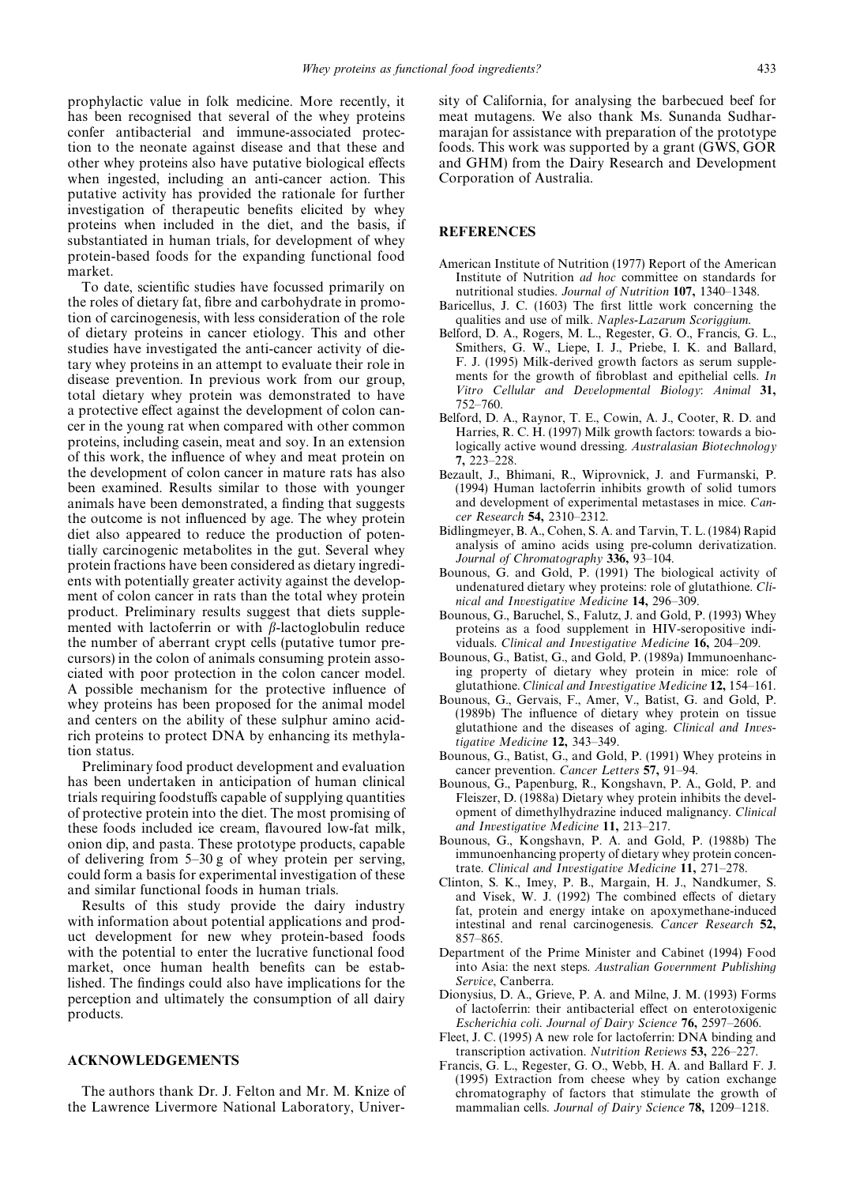prophylactic value in folk medicine. More recently, it has been recognised that several of the whey proteins confer antibacterial and immune-associated protection to the neonate against disease and that these and other whey proteins also have putative biological effects when ingested, including an anti-cancer action. This putative activity has provided the rationale for further investigation of therapeutic benefits elicited by whey proteins when included in the diet, and the basis, if substantiated in human trials, for development of whey protein-based foods for the expanding functional food market.

To date, scientific studies have focussed primarily on the roles of dietary fat, fibre and carbohydrate in promotion of carcinogenesis, with less consideration of the role of dietary proteins in cancer etiology. This and other studies have investigated the anti-cancer activity of dietary whey proteins in an attempt to evaluate their role in disease prevention. In previous work from our group, total dietary whey protein was demonstrated to have a protective effect against the development of colon cancer in the young rat when compared with other common proteins, including casein, meat and soy. In an extension of this work, the influence of whey and meat protein on the development of colon cancer in mature rats has also been examined. Results similar to those with younger animals have been demonstrated, a finding that suggests the outcome is not influenced by age. The whey protein diet also appeared to reduce the production of potentially carcinogenic metabolites in the gut. Several whey protein fractions have been considered as dietary ingredients with potentially greater activity against the development of colon cancer in rats than the total whey protein product. Preliminary results suggest that diets supplemented with lactoferrin or with $\beta$-lactoglobulin reduce the number of aberrant crypt cells (putative tumor precursors) in the colon of animals consuming protein associated with poor protection in the colon cancer model. A possible mechanism for the protective influence of whey proteins has been proposed for the animal model and centers on the ability of these sulphur amino acid-rich proteins to protect DNA by enhancing its methylation status.

Preliminary food product development and evaluation has been undertaken in anticipation of human clinical trials requiring foodstuffs capable of supplying quantities of protective protein into the diet. The most promising of these foods included ice cream, flavoured low-fat milk, onion dip, and pasta. These prototype products, capable of delivering from 5–30 g of whey protein per serving, could form a basis for experimental investigation of these and similar functional foods in human trials.

Results of this study provide the dairy industry with information about potential applications and product development for new whey protein-based foods with the potential to enter the lucrative functional food market, once human health benefits can be established. The findings could also have implications for the perception and ultimately the consumption of all dairy products.

## ACKNOWLEDGEMENTS

The authors thank Dr. J. Felton and Mr. M. Knize of the Lawrence Livermore National Laboratory, University of California, for analysing the barbecued beef for meat mutagens. We also thank Ms. Sunanda Sudharmarajan for assistance with preparation of the prototype foods. This work was supported by a grant (GWS, GOR and GHM) from the Dairy Research and Development Corporation of Australia.

## REFERENCES

American Institute of Nutrition (1977) Report of the American Institute of Nutrition *ad hoc* committee on standards for nutritional studies. *Journal of Nutrition* **107,** 1340–1348.

Baricellus, J. C. (1603) The first little work concerning the qualities and use of milk. *Naples-Lazarum Scoriggium.*

Belford, D. A., Rogers, M. L., Regester, G. O., Francis, G. L., Smithers, G. W., Liepe, I. J., Priebe, I. K. and Ballard, F. J. (1995) Milk-derived growth factors as serum supplements for the growth of fibroblast and epithelial cells. *In Vitro Cellular and Developmental Biology*: *Animal* **31,** 752–760.

Belford, D. A., Raynor, T. E., Cowin, A. J., Cooter, R. D. and Harries, R. C. H. (1997) Milk growth factors: towards a biologically active wound dressing. *Australasian Biotechnology* **7,** 223–228.

Bezault, J., Bhimani, R., Wiprovnick, J. and Furmanski, P. (1994) Human lactoferrin inhibits growth of solid tumors and development of experimental metastases in mice. *Cancer Research* **54,** 2310–2312.

Bidlingmeyer, B. A., Cohen, S. A. and Tarvin, T. L. (1984) Rapid analysis of amino acids using pre-column derivatization. *Journal of Chromatography* **336,** 93–104.

Bounous, G. and Gold, P. (1991) The biological activity of undenatured dietary whey proteins: role of glutathione. *Clinical and Investigative Medicine* **14,** 296–309.

Bounous, G., Baruchel, S., Falutz, J. and Gold, P. (1993) Whey proteins as a food supplement in HIV-seropositive individuals. *Clinical and Investigative Medicine* **16,** 204–209.

Bounous, G., Batist, G., and Gold, P. (1989a) Immunoenhancing property of dietary whey protein in mice: role of glutathione. *Clinical and Investigative Medicine* **12,** 154–161.

Bounous, G., Gervais, F., Amer, V., Batist, G. and Gold, P. (1989b) The influence of dietary whey protein on tissue glutathione and the diseases of aging. *Clinical and Investigative Medicine* **12,** 343–349.

Bounous, G., Batist, G., and Gold, P. (1991) Whey proteins in cancer prevention. *Cancer Letters* **57,** 91–94.

Bounous, G., Papenburg, R., Kongshavn, P. A., Gold, P. and Fleiszer, D. (1988a) Dietary whey protein inhibits the development of dimethylhydrazine induced malignancy. *Clinical and Investigative Medicine* **11,** 213–217.

Bounous, G., Kongshavn, P. A. and Gold, P. (1988b) The immunoenhancing property of dietary whey protein concentrate. *Clinical and Investigative Medicine* **11,** 271–278.

Clinton, S. K., Imey, P. B., Margain, H. J., Nandkumer, S. and Visek, W. J. (1992) The combined effects of dietary fat, protein and energy intake on apoxymethane-induced intestinal and renal carcinogenesis. *Cancer Research* **52,** 857–865.

Department of the Prime Minister and Cabinet (1994) Food into Asia: the next steps. *Australian Government Publishing Service*, Canberra.

Dionysius, D. A., Grieve, P. A. and Milne, J. M. (1993) Forms of lactoferrin: their antibacterial effect on enterotoxigenic *Escherichia coli*. *Journal of Dairy Science* **76,** 2597–2606.

Fleet, J. C. (1995) A new role for lactoferrin: DNA binding and transcription activation. *Nutrition Reviews* **53,** 226–227.

Francis, G. L., Regester, G. O., Webb, H. A. and Ballard F. J. (1995) Extraction from cheese whey by cation exchange chromatography of factors that stimulate the growth of mammalian cells. *Journal of Dairy Science* **78,** 1209–1218.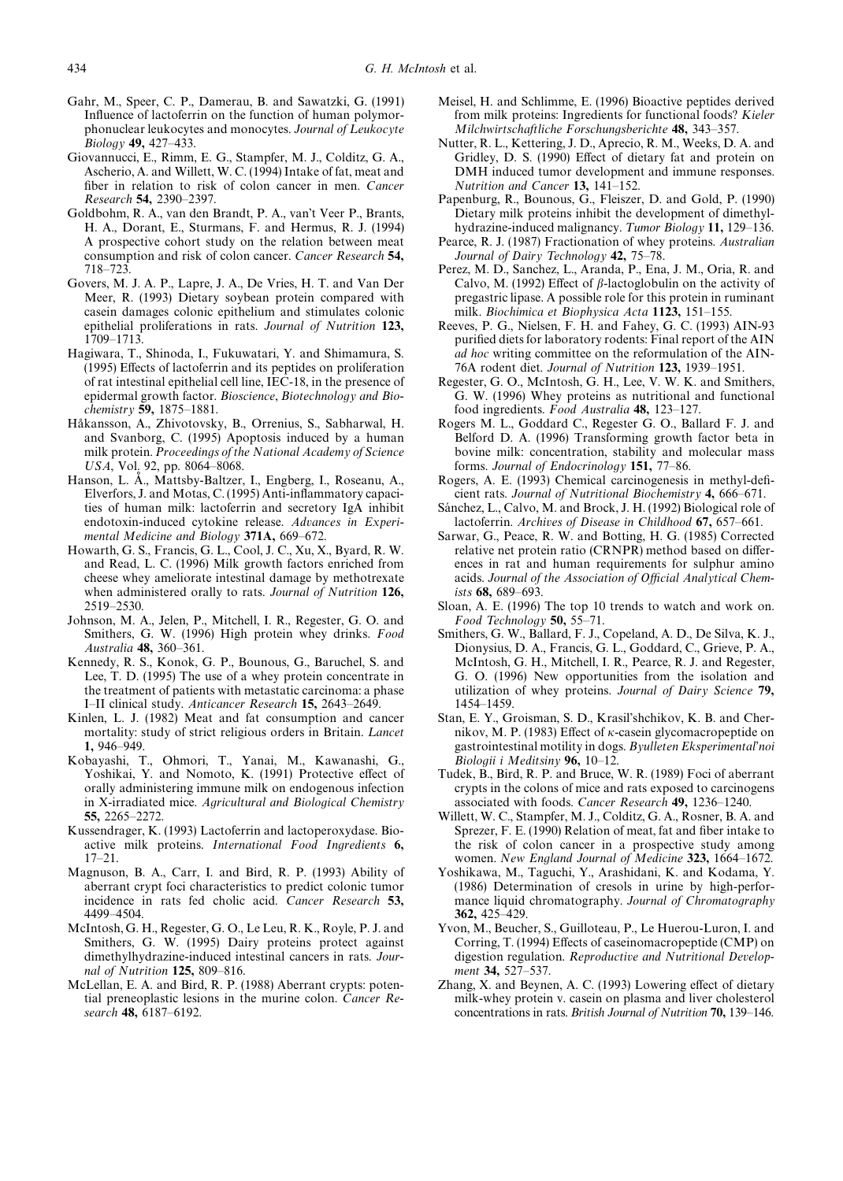Gahr, M., Speer, C. P., Damerau, B. and Sawatzki, G. (1991) Influence of lactoferrin on the function of human polymorphonuclear leukocytes and monocytes. *Journal of Leukocyte Biology* **49,** 427–433.

Giovannucci, E., Rimm, E. G., Stampfer, M. J., Colditz, G. A., Ascherio, A. and Willett, W. C. (1994) Intake of fat, meat and fiber in relation to risk of colon cancer in men. *Cancer Research* **54,** 2390–2397.

Goldbohm, R. A., van den Brandt, P. A., van't Veer P., Brants, H. A., Dorant, E., Sturmans, F. and Hermus, R. J. (1994) A prospective cohort study on the relation between meat consumption and risk of colon cancer. *Cancer Research* **54,** 718–723.

Govers, M. J. A. P., Lapre, J. A., De Vries, H. T. and Van Der Meer, R. (1993) Dietary soybean protein compared with casein damages colonic epithelium and stimulates colonic epithelial proliferations in rats. *Journal of Nutrition* **123,** 1709–1713.

Hagiwara, T., Shinoda, I., Fukuwatari, Y. and Shimamura, S. (1995) Effects of lactoferrin and its peptides on proliferation of rat intestinal epithelial cell line, IEC-18, in the presence of epidermal growth factor. *Bioscience, Biotechnology and Biochemistry* **59,** 1875–1881.

Håkansson, A., Zhivotovsky, B., Orrenius, S., Sabharwal, H. and Svanborg, C. (1995) Apoptosis induced by a human milk protein. *Proceedings of the National Academy of Science USA*, Vol. 92, pp. 8064–8068.

Hanson, L. Å., Mattsby-Baltzer, I., Engberg, I., Roseanu, A., Elverfors, J. and Motas, C. (1995) Anti-inflammatory capacities of human milk: lactoferrin and secretory IgA inhibit endotoxin-induced cytokine release. *Advances in Experimental Medicine and Biology* **371A,** 669–672.

Howarth, G. S., Francis, G. L., Cool, J. C., Xu, X., Byard, R. W. and Read, L. C. (1996) Milk growth factors enriched from cheese whey ameliorate intestinal damage by methotrexate when administered orally to rats. *Journal of Nutrition* **126,** 2519–2530.

Johnson, M. A., Jelen, P., Mitchell, I. R., Regester, G. O. and Smithers, G. W. (1996) High protein whey drinks. *Food Australia* **48,** 360–361.

Kennedy, R. S., Konok, G. P., Bounous, G., Baruchel, S. and Lee, T. D. (1995) The use of a whey protein concentrate in the treatment of patients with metastatic carcinoma: a phase I–II clinical study. *Anticancer Research* **15,** 2643–2649.

Kinlen, L. J. (1982) Meat and fat consumption and cancer mortality: study of strict religious orders in Britain. *Lancet* **1,** 946–949.

Kobayashi, T., Ohmori, T., Yanai, M., Kawanashi, G., Yoshikai, Y. and Nomoto, K. (1991) Protective effect of orally administering immune milk on endogenous infection in X-irradiated mice. *Agricultural and Biological Chemistry* **55,** 2265–2272.

Kussendrager, K. (1993) Lactoferrin and lactoperoxydase. Bioactive milk proteins. *International Food Ingredients* **6,** 17–21.

Magnuson, B. A., Carr, I. and Bird, R. P. (1993) Ability of aberrant crypt foci characteristics to predict colonic tumor incidence in rats fed cholic acid. *Cancer Research* **53,** 4499–4504.

McIntosh, G. H., Regester, G. O., Le Leu, R. K., Royle, P. J. and Smithers, G. W. (1995) Dairy proteins protect against dimethylhydrazine-induced intestinal cancers in rats. *Journal of Nutrition* **125,** 809–816.

McLellan, E. A. and Bird, R. P. (1988) Aberrant crypts: potential preneoplastic lesions in the murine colon. *Cancer Research* **48,** 6187–6192.

Meisel, H. and Schlimme, E. (1996) Bioactive peptides derived from milk proteins: Ingredients for functional foods? *Kieler Milchwirtschaftliche Forschungsberichte* **48,** 343–357.

Nutter, R. L., Kettering, J. D., Aprecio, R. M., Weeks, D. A. and Gridley, D. S. (1990) Effect of dietary fat and protein on DMH induced tumor development and immune responses. *Nutrition and Cancer* **13,** 141–152.

Papenburg, R., Bounous, G., Fleiszer, D. and Gold, P. (1990) Dietary milk proteins inhibit the development of dimethylhydrazine-induced malignancy. *Tumor Biology* **11,** 129–136.

Pearce, R. J. (1987) Fractionation of whey proteins. *Australian Journal of Dairy Technology* **42,** 75–78.

Perez, M. D., Sanchez, L., Aranda, P., Ena, J. M., Oria, R. and Calvo, M. (1992) Effect of $\beta$-lactoglobulin on the activity of pregastric lipase. A possible role for this protein in ruminant milk. *Biochimica et Biophysica Acta* **1123,** 151–155.

Reeves, P. G., Nielsen, F. H. and Fahey, G. C. (1993) AIN-93 purified diets for laboratory rodents: Final report of the AIN *ad hoc* writing committee on the reformulation of the AIN-76A rodent diet. *Journal of Nutrition* **123,** 1939–1951.

Regester, G. O., McIntosh, G. H., Lee, V. W. K. and Smithers, G. W. (1996) Whey proteins as nutritional and functional food ingredients. *Food Australia* **48,** 123–127.

Rogers M. L., Goddard C., Regester G. O., Ballard F. J. and Belford D. A. (1996) Transforming growth factor beta in bovine milk: concentration, stability and molecular mass forms. *Journal of Endocrinology* **151,** 77–86.

Rogers, A. E. (1993) Chemical carcinogenesis in methyl-deficient rats. *Journal of Nutritional Biochemistry* **4,** 666–671.

Sánchez, L., Calvo, M. and Brock, J. H. (1992) Biological role of lactoferrin. *Archives of Disease in Childhood* **67,** 657–661.

Sarwar, G., Peace, R. W. and Botting, H. G. (1985) Corrected relative net protein ratio (CRNPR) method based on differences in rat and human requirements for sulphur amino acids. *Journal of the Association of Official Analytical Chemists* **68,** 689–693.

Sloan, A. E. (1996) The top 10 trends to watch and work on. *Food Technology* **50,** 55–71.

Smithers, G. W., Ballard, F. J., Copeland, A. D., De Silva, K. J., Dionysius, D. A., Francis, G. L., Goddard, C., Grieve, P. A., McIntosh, G. H., Mitchell, I. R., Pearce, R. J. and Regester, G. O. (1996) New opportunities from the isolation and utilization of whey proteins. *Journal of Dairy Science* **79,** 1454–1459.

Stan, E. Y., Groisman, S. D., Krasil'shchikov, K. B. and Chernikov, M. P. (1983) Effect of $\kappa$-casein glycomacropeptide on gastrointestinal motility in dogs. *Byulleten Eksperimental'noi Biologii i Meditsiny* **96,** 10–12.

Tudek, B., Bird, R. P. and Bruce, W. R. (1989) Foci of aberrant crypts in the colons of mice and rats exposed to carcinogens associated with foods. *Cancer Research* **49,** 1236–1240.

Willett, W. C., Stampfer, M. J., Colditz, G. A., Rosner, B. A. and Sprezer, F. E. (1990) Relation of meat, fat and fiber intake to the risk of colon cancer in a prospective study among women. *New England Journal of Medicine* **323,** 1664–1672.

Yoshikawa, M., Taguchi, Y., Arashidani, K. and Kodama, Y. (1986) Determination of cresols in urine by high-performance liquid chromatography. *Journal of Chromatography* **362,** 425–429.

Yvon, M., Beucher, S., Guilloteau, P., Le Huerou-Luron, I. and Corring, T. (1994) Effects of caseinomacropeptide (CMP) on digestion regulation. *Reproductive and Nutritional Development* **34,** 527–537.

Zhang, X. and Beynen, A. C. (1993) Lowering effect of dietary milk-whey protein v. casein on plasma and liver cholesterol concentrations in rats. *British Journal of Nutrition* **70,** 139–146.